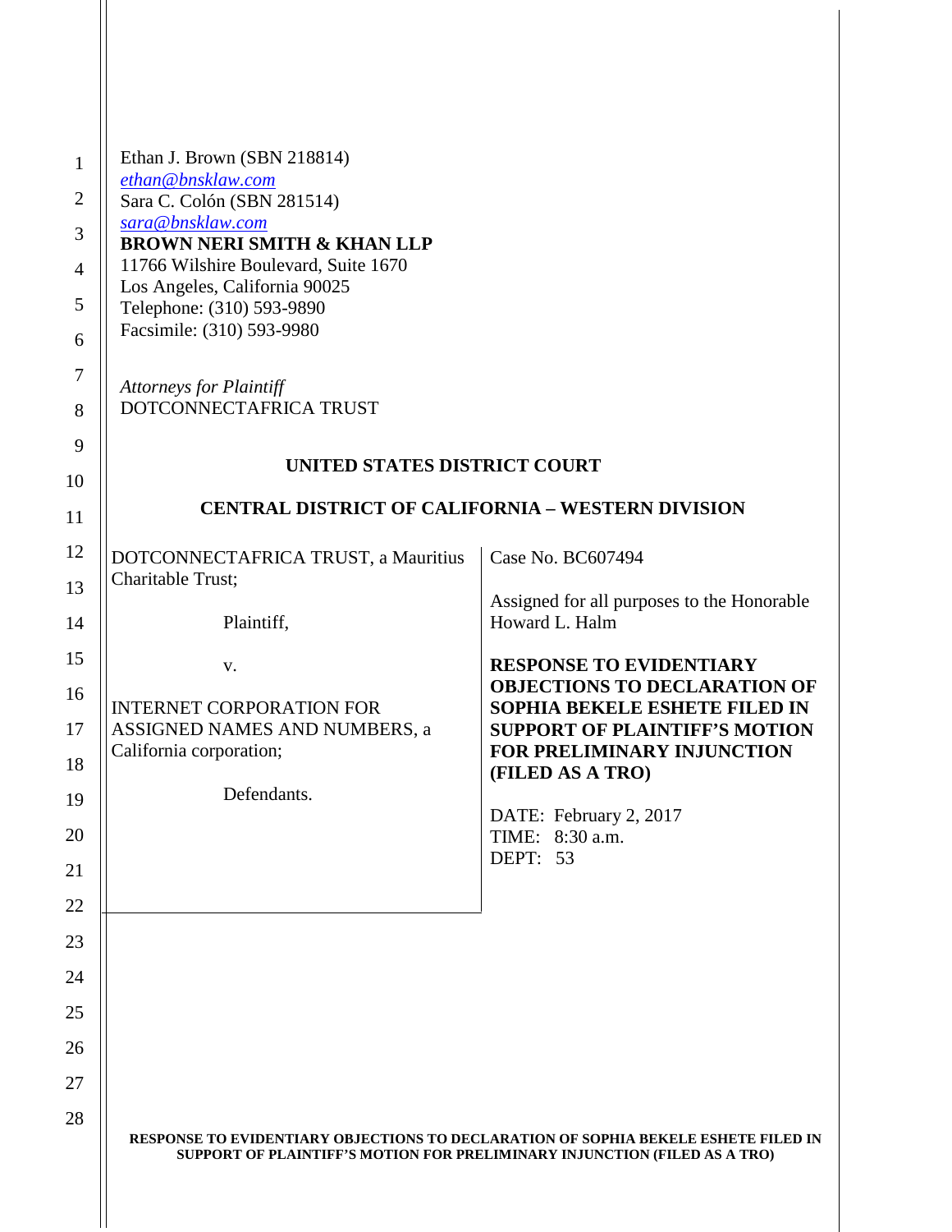Ethan J. Brown (SBN 218814)
ethan@bnsklaw.com
Sara C. Colón (SBN 281514)
sara@bnsklaw.com
**BROWN NERI SMITH & KHAN LLP**
11766 Wilshire Boulevard, Suite 1670
Los Angeles, California 90025
Telephone: (310) 593-9890
Facsimile: (310) 593-9980

*Attorneys for Plaintiff*
DOTCONNECTAFRICA TRUST

**UNITED STATES DISTRICT COURT**

**CENTRAL DISTRICT OF CALIFORNIA – WESTERN DIVISION**

| | |
|---|---|
| DOTCONNECTAFRICA TRUST, a Mauritius Charitable Trust;<br><br>Plaintiff,<br><br>v.<br><br>INTERNET CORPORATION FOR ASSIGNED NAMES AND NUMBERS, a California corporation;<br><br>Defendants. | Case No. BC607494<br><br>Assigned for all purposes to the Honorable Howard L. Halm<br><br>**RESPONSE TO EVIDENTIARY OBJECTIONS TO DECLARATION OF SOPHIA BEKELE ESHETE FILED IN SUPPORT OF PLAINTIFF'S MOTION FOR PRELIMINARY INJUNCTION (FILED AS A TRO)**<br><br>DATE: February 2, 2017<br>TIME: 8:30 a.m.<br>DEPT: 53 |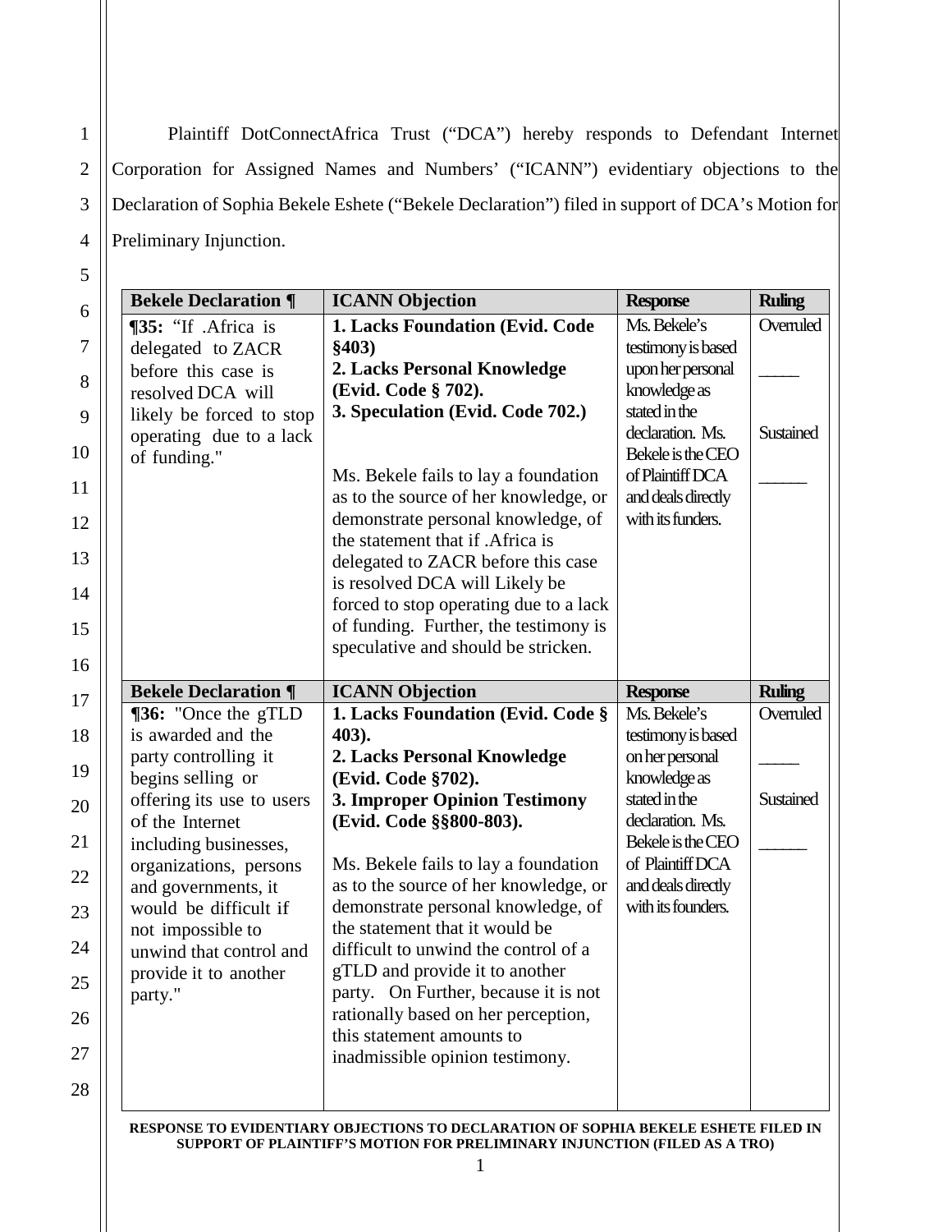Plaintiff DotConnectAfrica Trust ("DCA") hereby responds to Defendant Internet Corporation for Assigned Names and Numbers' ("ICANN") evidentiary objections to the Declaration of Sophia Bekele Eshete ("Bekele Declaration") filed in support of DCA's Motion for Preliminary Injunction.

| Bekele Declaration ¶ | ICANN Objection | Response | Ruling |
|---|---|---|---|
| **¶35:** "If .Africa is delegated to ZACR before this case is resolved DCA will likely be forced to stop operating due to a lack of funding." | **1. Lacks Foundation (Evid. Code §403)**<br>**2. Lacks Personal Knowledge (Evid. Code § 702).**<br>**3. Speculation (Evid. Code 702.)**<br><br>Ms. Bekele fails to lay a foundation as to the source of her knowledge, or demonstrate personal knowledge, of the statement that if .Africa is delegated to ZACR before this case is resolved DCA will Likely be forced to stop operating due to a lack of funding. Further, the testimony is speculative and should be stricken. | Ms. Bekele's testimony is based upon her personal knowledge as stated in the declaration. Ms. Bekele is the CEO of Plaintiff DCA and deals directly with its funders. | Overruled<br>_____<br><br>Sustained<br>______ |

| Bekele Declaration ¶ | ICANN Objection | Response | Ruling |
|---|---|---|---|
| **¶36:** "Once the gTLD is awarded and the party controlling it begins selling or offering its use to users of the Internet including businesses, organizations, persons and governments, it would be difficult if not impossible to unwind that control and provide it to another party." | **1. Lacks Foundation (Evid. Code § 403).**<br>**2. Lacks Personal Knowledge (Evid. Code §702).**<br>**3. Improper Opinion Testimony (Evid. Code §§800-803).**<br><br>Ms. Bekele fails to lay a foundation as to the source of her knowledge, or demonstrate personal knowledge, of the statement that it would be difficult to unwind the control of a gTLD and provide it to another party. On Further, because it is not rationally based on her perception, this statement amounts to inadmissible opinion testimony. | Ms. Bekele's testimony is based on her personal knowledge as stated in the declaration. Ms. Bekele is the CEO of Plaintiff DCA and deals directly with its founders. | Overruled<br>_____<br><br>Sustained<br>______ |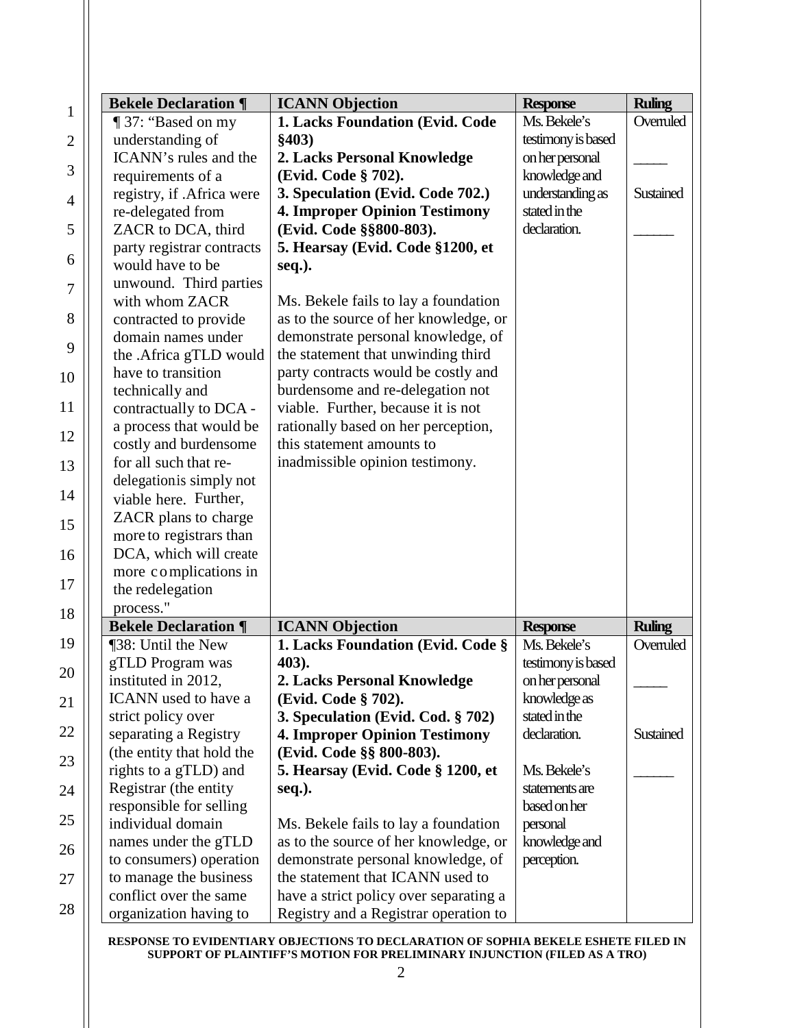| Bekele Declaration ¶ | ICANN Objection | Response | Ruling |
|---|---|---|---|
| ¶ 37: "Based on my understanding of ICANN's rules and the requirements of a registry, if .Africa were re-delegated from ZACR to DCA, third party registrar contracts would have to be unwound. Third parties with whom ZACR contracted to provide domain names under the .Africa gTLD would have to transition technically and contractually to DCA - a process that would be costly and burdensome for all such that re-delegationis simply not viable here. Further, ZACR plans to charge more to registrars than DCA, which will create more complications in the redelegation process." | **1. Lacks Foundation (Evid. Code §403)** **2. Lacks Personal Knowledge (Evid. Code § 702).** **3. Speculation (Evid. Code 702.)** **4. Improper Opinion Testimony (Evid. Code §§800-803).** **5. Hearsay (Evid. Code §1200, et seq.).** Ms. Bekele fails to lay a foundation as to the source of her knowledge, or demonstrate personal knowledge, of the statement that unwinding third party contracts would be costly and burdensome and re-delegation not viable. Further, because it is not rationally based on her perception, this statement amounts to inadmissible opinion testimony. | Ms. Bekele's testimony is based on her personal knowledge and understanding as stated in the declaration. | Overruled _____ Sustained ______ |

| Bekele Declaration ¶ | ICANN Objection | Response | Ruling |
|---|---|---|---|
| ¶38: Until the New gTLD Program was instituted in 2012, ICANN used to have a strict policy over separating a Registry (the entity that hold the rights to a gTLD) and Registrar (the entity responsible for selling individual domain names under the gTLD to consumers) operation to manage the business conflict over the same organization having to | **1. Lacks Foundation (Evid. Code § 403).** **2. Lacks Personal Knowledge (Evid. Code § 702).** **3. Speculation (Evid. Cod. § 702)** **4. Improper Opinion Testimony (Evid. Code §§ 800-803).** **5. Hearsay (Evid. Code § 1200, et seq.).** Ms. Bekele fails to lay a foundation as to the source of her knowledge, or demonstrate personal knowledge, of the statement that ICANN used to have a strict policy over separating a Registry and a Registrar operation to | Ms. Bekele's testimony is based on her personal knowledge as stated in the declaration. Ms. Bekele's statements are based on her personal knowledge and perception. | Overruled _____ Sustained ______ |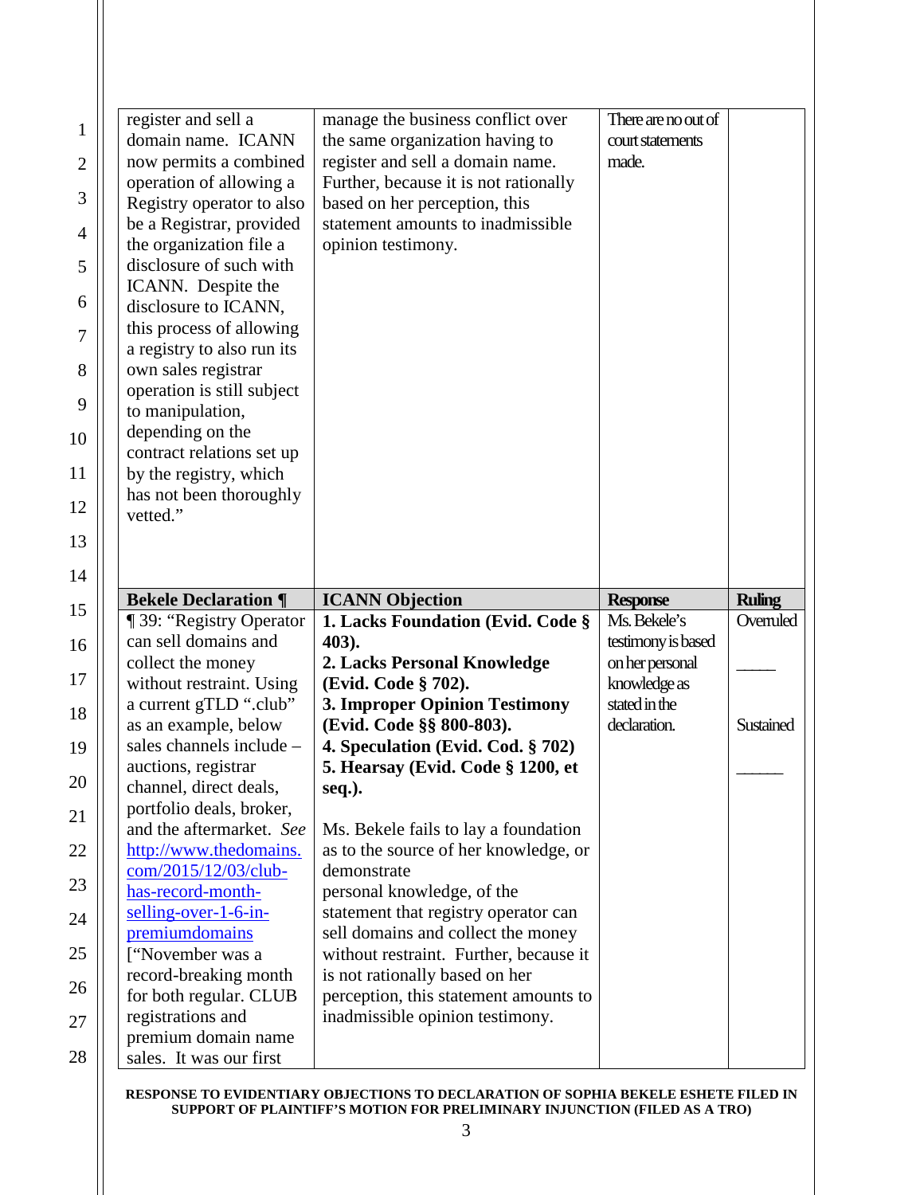| | | | |
|---|---|---|---|
| register and sell a domain name. ICANN now permits a combined operation of allowing a Registry operator to also be a Registrar, provided the organization file a disclosure of such with ICANN. Despite the disclosure to ICANN, this process of allowing a registry to also run its own sales registrar operation is still subject to manipulation, depending on the contract relations set up by the registry, which has not been thoroughly vetted." | manage the business conflict over the same organization having to register and sell a domain name. Further, because it is not rationally based on her perception, this statement amounts to inadmissible opinion testimony. | There are no out of court statements made. | |

| Bekele Declaration ¶ | ICANN Objection | Response | Ruling |
|---|---|---|---|
| ¶ 39: "Registry Operator can sell domains and collect the money without restraint. Using a current gTLD ".club" as an example, below sales channels include – auctions, registrar channel, direct deals, portfolio deals, broker, and the aftermarket. *See* http://www.thedomains.com/2015/12/03/club-has-record-month-selling-over-1-6-in-premiumdomains ["November was a record-breaking month for both regular. CLUB registrations and premium domain name sales. It was our first | **1. Lacks Foundation (Evid. Code § 403).** **2. Lacks Personal Knowledge (Evid. Code § 702).** **3. Improper Opinion Testimony (Evid. Code §§ 800-803).** **4. Speculation (Evid. Cod. § 702)** **5. Hearsay (Evid. Code § 1200, et seq.).** Ms. Bekele fails to lay a foundation as to the source of her knowledge, or demonstrate personal knowledge, of the statement that registry operator can sell domains and collect the money without restraint. Further, because it is not rationally based on her perception, this statement amounts to inadmissible opinion testimony. | Ms. Bekele's testimony is based on her personal knowledge as stated in the declaration. | Overruled _____ Sustained _____ |

**RESPONSE TO EVIDENTIARY OBJECTIONS TO DECLARATION OF SOPHIA BEKELE ESHETE FILED IN SUPPORT OF PLAINTIFF'S MOTION FOR PRELIMINARY INJUNCTION (FILED AS A TRO)**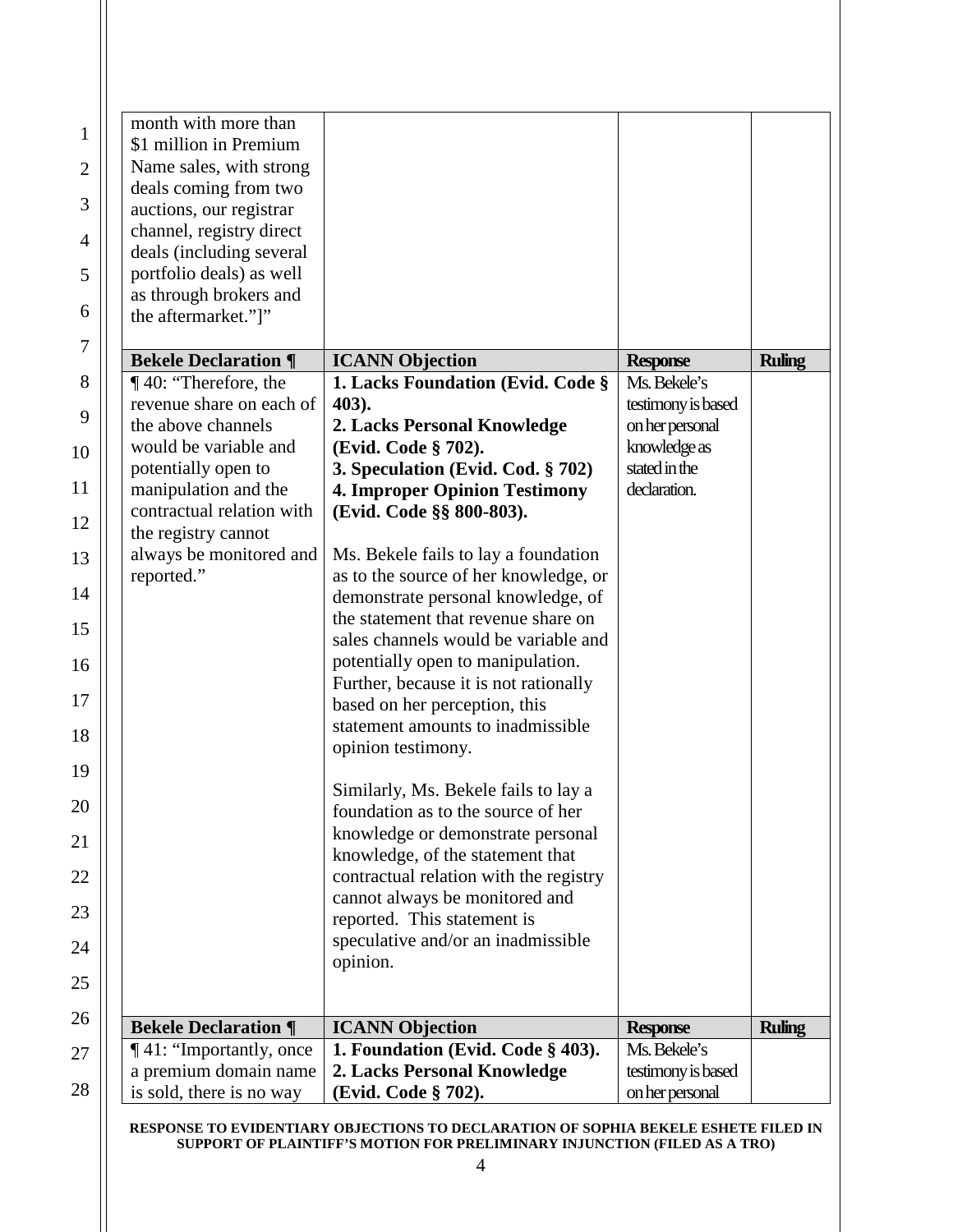| | | | |
|---|---|---|---|
| month with more than $1 million in Premium Name sales, with strong deals coming from two auctions, our registrar channel, registry direct deals (including several portfolio deals) as well as through brokers and the aftermarket."]" | | | |

| Bekele Declaration ¶ | ICANN Objection | Response | Ruling |
|---|---|---|---|
| ¶ 40: "Therefore, the revenue share on each of the above channels would be variable and potentially open to manipulation and the contractual relation with the registry cannot always be monitored and reported." | **1. Lacks Foundation (Evid. Code § 403).**<br>**2. Lacks Personal Knowledge (Evid. Code § 702).**<br>**3. Speculation (Evid. Cod. § 702)**<br>**4. Improper Opinion Testimony (Evid. Code §§ 800-803).**<br><br>Ms. Bekele fails to lay a foundation as to the source of her knowledge, or demonstrate personal knowledge, of the statement that revenue share on sales channels would be variable and potentially open to manipulation. Further, because it is not rationally based on her perception, this statement amounts to inadmissible opinion testimony.<br><br>Similarly, Ms. Bekele fails to lay a foundation as to the source of her knowledge or demonstrate personal knowledge, of the statement that contractual relation with the registry cannot always be monitored and reported. This statement is speculative and/or an inadmissible opinion. | Ms. Bekele's testimony is based on her personal knowledge as stated in the declaration. | |

| Bekele Declaration ¶ | ICANN Objection | Response | Ruling |
|---|---|---|---|
| ¶ 41: "Importantly, once a premium domain name is sold, there is no way | **1. Foundation (Evid. Code § 403).**<br>**2. Lacks Personal Knowledge (Evid. Code § 702).** | Ms. Bekele's testimony is based on her personal | |

RESPONSE TO EVIDENTIARY OBJECTIONS TO DECLARATION OF SOPHIA BEKELE ESHETE FILED IN SUPPORT OF PLAINTIFF'S MOTION FOR PRELIMINARY INJUNCTION (FILED AS A TRO)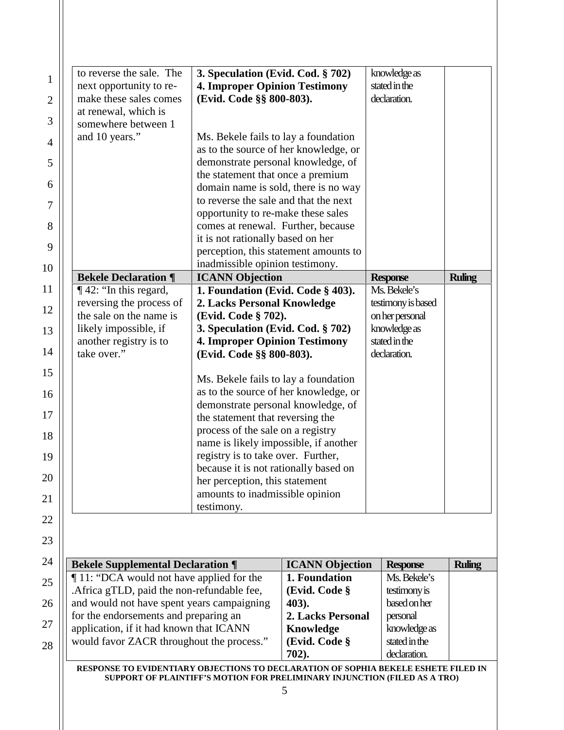| | | | |
|---|---|---|---|
| to reverse the sale. The next opportunity to re-make these sales comes at renewal, which is somewhere between 1 and 10 years." | **3. Speculation (Evid. Cod. § 702)** **4. Improper Opinion Testimony (Evid. Code §§ 800-803).** Ms. Bekele fails to lay a foundation as to the source of her knowledge, or demonstrate personal knowledge, of the statement that once a premium domain name is sold, there is no way to reverse the sale and that the next opportunity to re-make these sales comes at renewal. Further, because it is not rationally based on her perception, this statement amounts to inadmissible opinion testimony. | knowledge as stated in the declaration. | |

| Bekele Declaration ¶ | ICANN Objection | Response | Ruling |
|---|---|---|---|
| ¶ 42: "In this regard, reversing the process of the sale on the name is likely impossible, if another registry is to take over." | **1. Foundation (Evid. Code § 403).** **2. Lacks Personal Knowledge (Evid. Code § 702).** **3. Speculation (Evid. Cod. § 702)** **4. Improper Opinion Testimony (Evid. Code §§ 800-803).** Ms. Bekele fails to lay a foundation as to the source of her knowledge, or demonstrate personal knowledge, of the statement that reversing the process of the sale on a registry name is likely impossible, if another registry is to take over. Further, because it is not rationally based on her perception, this statement amounts to inadmissible opinion testimony. | Ms. Bekele's testimony is based on her personal knowledge as stated in the declaration. | |

| Bekele Supplemental Declaration ¶ | ICANN Objection | Response | Ruling |
|---|---|---|---|
| ¶ 11: "DCA would not have applied for the .Africa gTLD, paid the non-refundable fee, and would not have spent years campaigning for the endorsements and preparing an application, if it had known that ICANN would favor ZACR throughout the process." | **1. Foundation (Evid. Code § 403).** **2. Lacks Personal Knowledge (Evid. Code § 702).** | Ms. Bekele's testimony is based on her personal knowledge as stated in the declaration. | |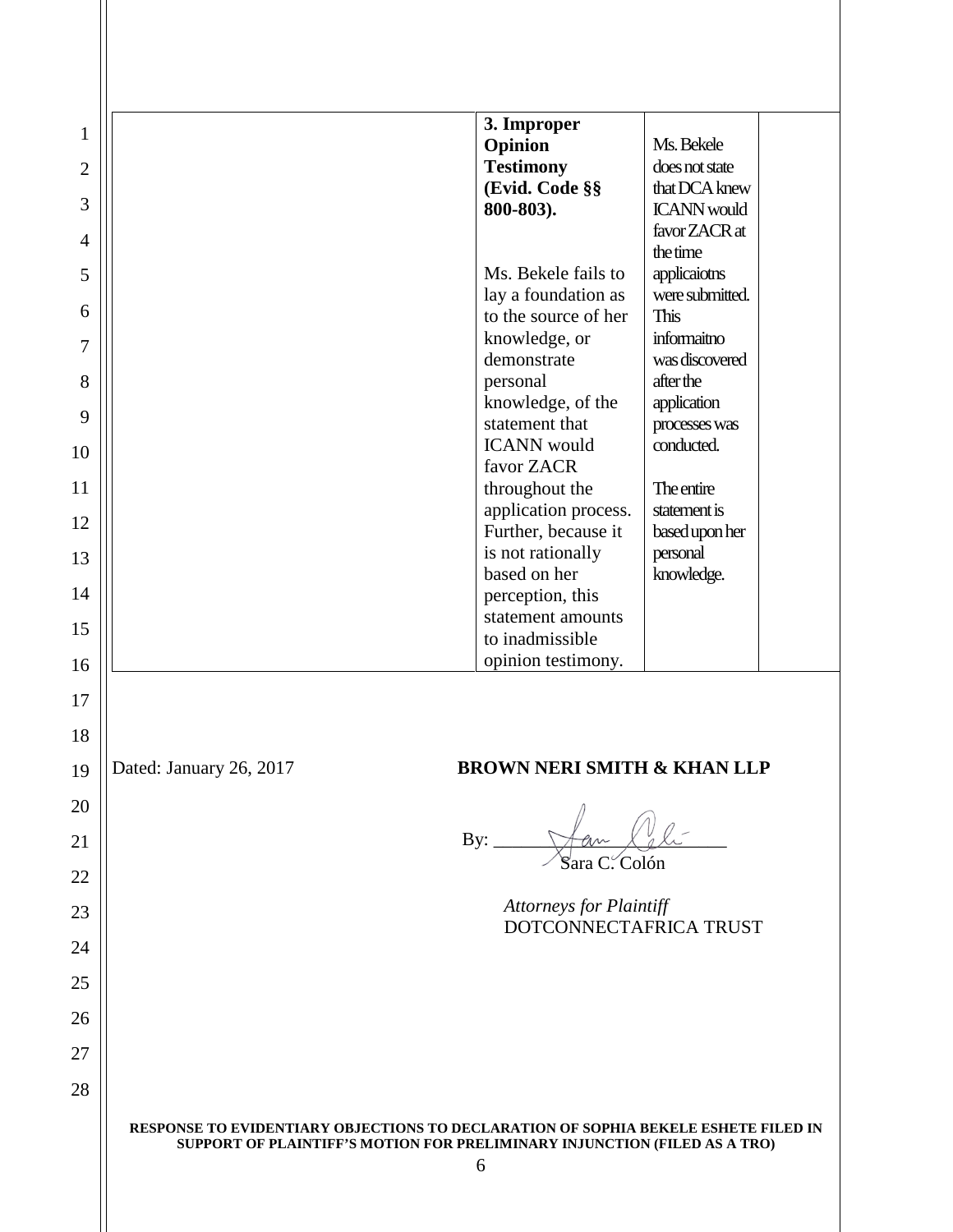| | | | |
|---|---|---|---|
| | **3. Improper Opinion Testimony (Evid. Code §§ 800-803).**<br><br>Ms. Bekele fails to lay a foundation as to the source of her knowledge, or demonstrate personal knowledge, of the statement that ICANN would favor ZACR throughout the application process. Further, because it is not rationally based on her perception, this statement amounts to inadmissible opinion testimony. | Ms. Bekele does not state that DCA knew ICANN would favor ZACR at the time applicaiotns were submitted. This informaitno was discovered after the application processes was conducted.<br><br>The entire statement is based upon her personal knowledge. | |

Dated: January 26, 2017

**BROWN NERI SMITH & KHAN LLP**

By: ______________________
Sara C. Colón

*Attorneys for Plaintiff*
DOTCONNECTAFRICA TRUST

**RESPONSE TO EVIDENTIARY OBJECTIONS TO DECLARATION OF SOPHIA BEKELE ESHETE FILED IN SUPPORT OF PLAINTIFF'S MOTION FOR PRELIMINARY INJUNCTION (FILED AS A TRO)**